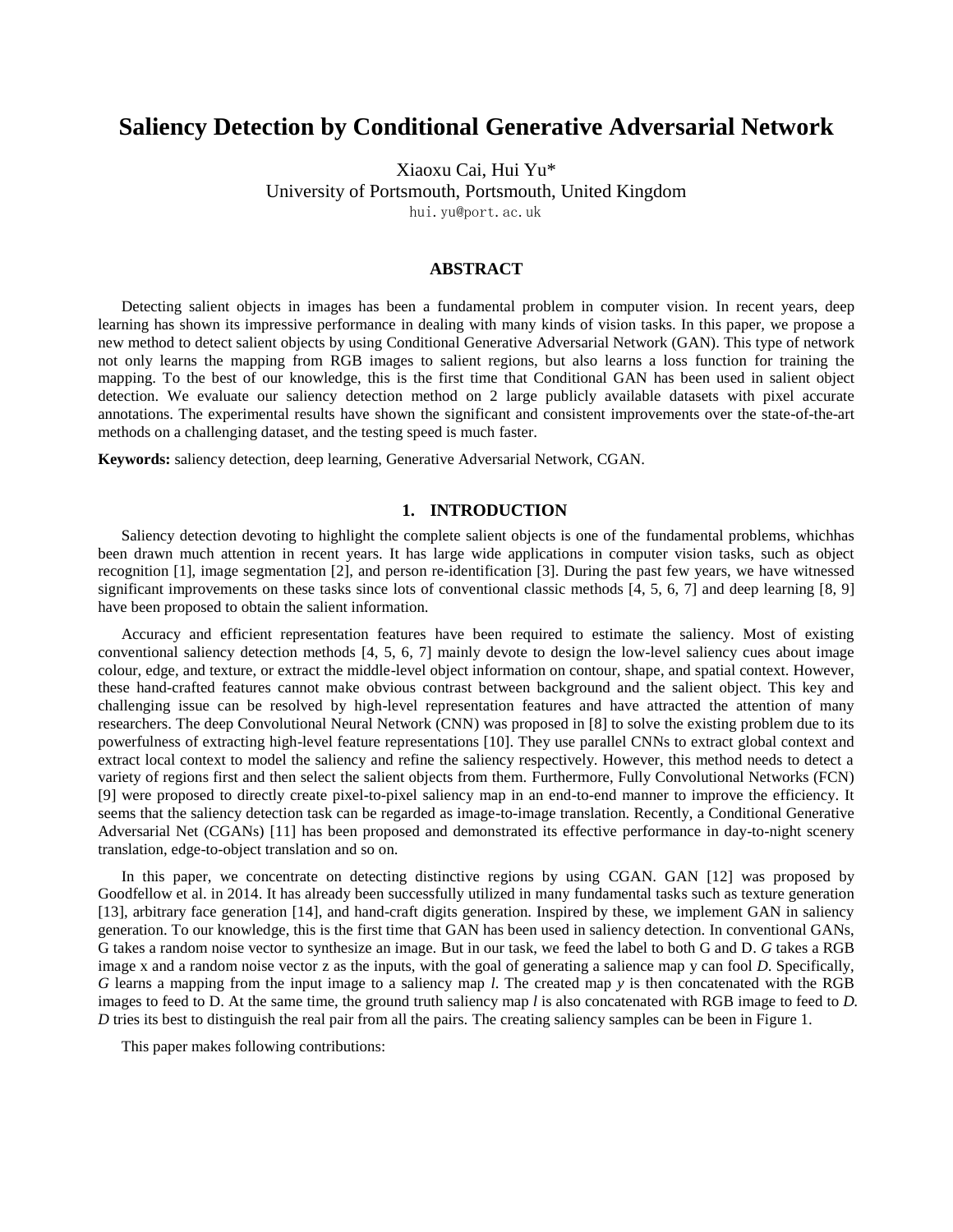# Saliency Detection by Conditional Generative Adversarial Network

Xiaoxu Cai, Hui Yu*

University of Portsmouth, Portsmouth, United Kingdom

hui.yu@port.ac.uk

## ABSTRACT

Detecting salient objects in images has been a fundamental problem in computer vision. In recent years, deep learning has shown its impressive performance in dealing with many kinds of vision tasks. In this paper, we propose a new method to detect salient objects by using Conditional Generative Adversarial Network (GAN). This type of network not only learns the mapping from RGB images to salient regions, but also learns a loss function for training the mapping. To the best of our knowledge, this is the first time that Conditional GAN has been used in salient object detection. We evaluate our saliency detection method on 2 large publicly available datasets with pixel accurate annotations. The experimental results have shown the significant and consistent improvements over the state-of-the-art methods on a challenging dataset, and the testing speed is much faster.

**Keywords:** saliency detection, deep learning, Generative Adversarial Network, CGAN.

## 1. INTRODUCTION

Saliency detection devoting to highlight the complete salient objects is one of the fundamental problems, whichhas been drawn much attention in recent years. It has large wide applications in computer vision tasks, such as object recognition [1], image segmentation [2], and person re-identification [3]. During the past few years, we have witnessed significant improvements on these tasks since lots of conventional classic methods [4, 5, 6, 7] and deep learning [8, 9] have been proposed to obtain the salient information.

Accuracy and efficient representation features have been required to estimate the saliency. Most of existing conventional saliency detection methods [4, 5, 6, 7] mainly devote to design the low-level saliency cues about image colour, edge, and texture, or extract the middle-level object information on contour, shape, and spatial context. However, these hand-crafted features cannot make obvious contrast between background and the salient object. This key and challenging issue can be resolved by high-level representation features and have attracted the attention of many researchers. The deep Convolutional Neural Network (CNN) was proposed in [8] to solve the existing problem due to its powerfulness of extracting high-level feature representations [10]. They use parallel CNNs to extract global context and extract local context to model the saliency and refine the saliency respectively. However, this method needs to detect a variety of regions first and then select the salient objects from them. Furthermore, Fully Convolutional Networks (FCN) [9] were proposed to directly create pixel-to-pixel saliency map in an end-to-end manner to improve the efficiency. It seems that the saliency detection task can be regarded as image-to-image translation. Recently, a Conditional Generative Adversarial Net (CGANs) [11] has been proposed and demonstrated its effective performance in day-to-night scenery translation, edge-to-object translation and so on.

In this paper, we concentrate on detecting distinctive regions by using CGAN. GAN [12] was proposed by Goodfellow et al. in 2014. It has already been successfully utilized in many fundamental tasks such as texture generation [13], arbitrary face generation [14], and hand-craft digits generation. Inspired by these, we implement GAN in saliency generation. To our knowledge, this is the first time that GAN has been used in saliency detection. In conventional GANs, G takes a random noise vector to synthesize an image. But in our task, we feed the label to both G and D. *G* takes a RGB image x and a random noise vector z as the inputs, with the goal of generating a salience map y can fool *D*. Specifically, *G* learns a mapping from the input image to a saliency map *l*. The created map *y* is then concatenated with the RGB images to feed to D. At the same time, the ground truth saliency map *l* is also concatenated with RGB image to feed to *D*. *D* tries its best to distinguish the real pair from all the pairs. The creating saliency samples can be been in Figure 1.

This paper makes following contributions: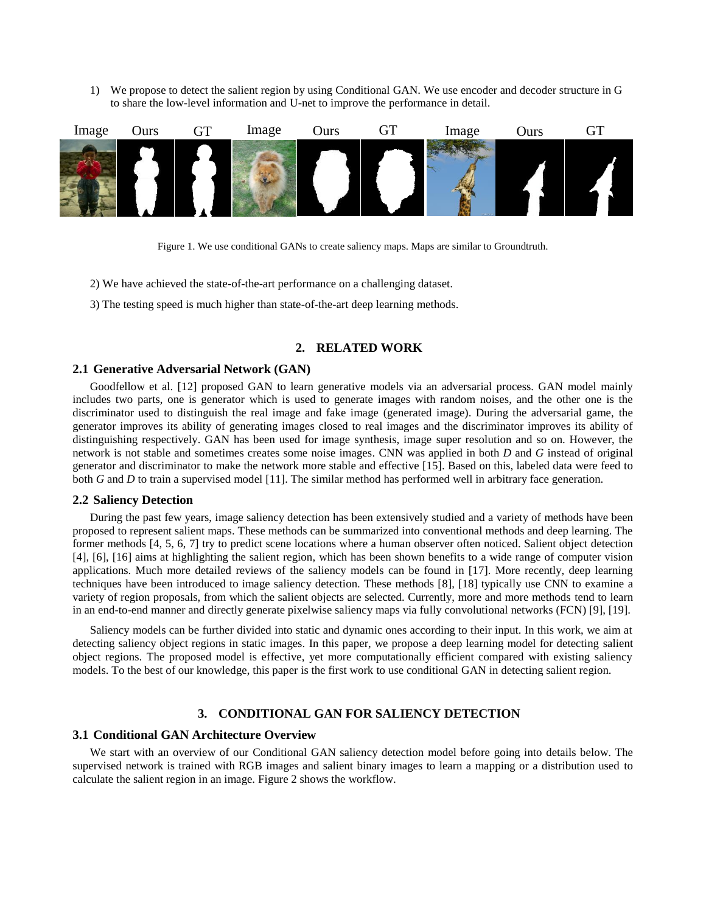1) We propose to detect the salient region by using Conditional GAN. We use encoder and decoder structure in G to share the low-level information and U-net to improve the performance in detail.

Figure 1. We use conditional GANs to create saliency maps. Maps are similar to Groundtruth.

2) We have achieved the state-of-the-art performance on a challenging dataset.

3) The testing speed is much higher than state-of-the-art deep learning methods.

## 2. RELATED WORK

### 2.1 Generative Adversarial Network (GAN)

Goodfellow et al. [12] proposed GAN to learn generative models via an adversarial process. GAN model mainly includes two parts, one is generator which is used to generate images with random noises, and the other one is the discriminator used to distinguish the real image and fake image (generated image). During the adversarial game, the generator improves its ability of generating images closed to real images and the discriminator improves its ability of distinguishing respectively. GAN has been used for image synthesis, image super resolution and so on. However, the network is not stable and sometimes creates some noise images. CNN was applied in both *D* and *G* instead of original generator and discriminator to make the network more stable and effective [15]. Based on this, labeled data were feed to both *G* and *D* to train a supervised model [11]. The similar method has performed well in arbitrary face generation.

### 2.2 Saliency Detection

During the past few years, image saliency detection has been extensively studied and a variety of methods have been proposed to represent salient maps. These methods can be summarized into conventional methods and deep learning. The former methods [4, 5, 6, 7] try to predict scene locations where a human observer often noticed. Salient object detection [4], [6], [16] aims at highlighting the salient region, which has been shown benefits to a wide range of computer vision applications. Much more detailed reviews of the saliency models can be found in [17]. More recently, deep learning techniques have been introduced to image saliency detection. These methods [8], [18] typically use CNN to examine a variety of region proposals, from which the salient objects are selected. Currently, more and more methods tend to learn in an end-to-end manner and directly generate pixelwise saliency maps via fully convolutional networks (FCN) [9], [19].

Saliency models can be further divided into static and dynamic ones according to their input. In this work, we aim at detecting saliency object regions in static images. In this paper, we propose a deep learning model for detecting salient object regions. The proposed model is effective, yet more computationally efficient compared with existing saliency models. To the best of our knowledge, this paper is the first work to use conditional GAN in detecting salient region.

## 3. CONDITIONAL GAN FOR SALIENCY DETECTION

### 3.1 Conditional GAN Architecture Overview

We start with an overview of our Conditional GAN saliency detection model before going into details below. The supervised network is trained with RGB images and salient binary images to learn a mapping or a distribution used to calculate the salient region in an image. Figure 2 shows the workflow.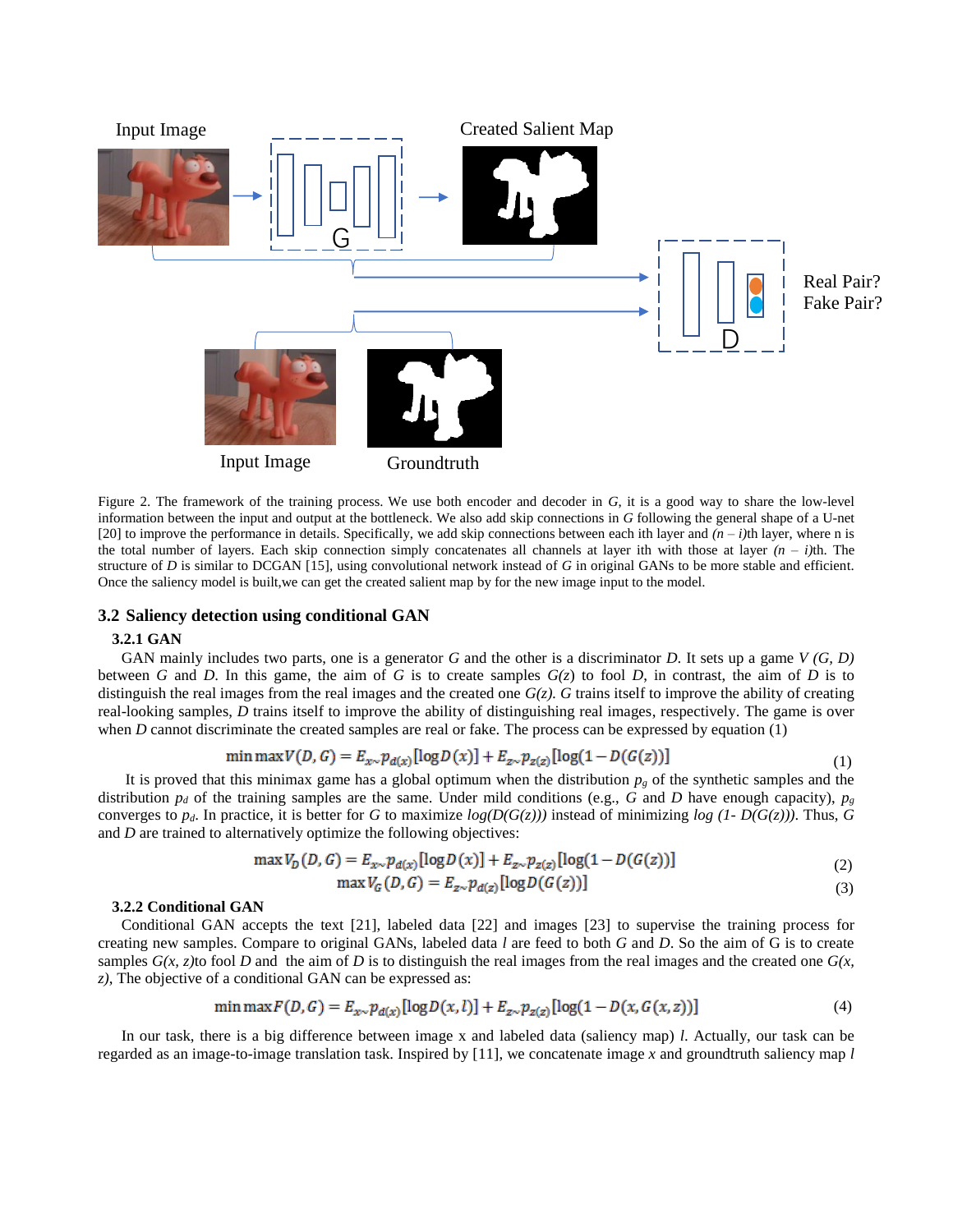Figure 2. The framework of the training process. We use both encoder and decoder in *G*, it is a good way to share the low-level information between the input and output at the bottleneck. We also add skip connections in *G* following the general shape of a U-net [20] to improve the performance in details. Specifically, we add skip connections between each ith layer and $(n-i)$th layer, where n is the total number of layers. Each skip connection simply concatenates all channels at layer ith with those at layer $(n-i)$th. The structure of *D* is similar to DCGAN [15], using convolutional network instead of *G* in original GANs to be more stable and efficient. Once the saliency model is built,we can get the created salient map by for the new image input to the model.

## 3.2 Saliency detection using conditional GAN

### 3.2.1 GAN

GAN mainly includes two parts, one is a generator *G* and the other is a discriminator *D*. It sets up a game *V (G, D)* between *G* and *D*. In this game, the aim of *G* is to create samples *G(z)* to fool *D*, in contrast, the aim of *D* is to distinguish the real images from the real images and the created one *G(z)*. *G* trains itself to improve the ability of creating real-looking samples, *D* trains itself to improve the ability of distinguishing real images, respectively. The game is over when *D* cannot discriminate the created samples are real or fake. The process can be expressed by equation (1)

$$\min\max V(D,G) = E_{x\sim p_{d(x)}}[\log D(x)] + E_{z\sim p_{z(z)}}[\log(1-D(G(z))] \tag{1}$$

It is proved that this minimax game has a global optimum when the distribution $p_g$ of the synthetic samples and the distribution $p_d$ of the training samples are the same. Under mild conditions (e.g., *G* and *D* have enough capacity), $p_g$ converges to $p_d$. In practice, it is better for *G* to maximize $log(D(G(z)))$ instead of minimizing $log\ (1\text{-}\ D(G(z)))$. Thus, *G* and *D* are trained to alternatively optimize the following objectives:

$$\max V_D(D,G) = E_{x\sim p_{d(x)}}[\log D(x)] + E_{z\sim p_{z(z)}}[\log(1-D(G(z))] \tag{2}$$

$$\max V_G(D,G) = E_{z\sim p_{d(z)}}[\log D(G(z))] \tag{3}$$

### 3.2.2 Conditional GAN

Conditional GAN accepts the text [21], labeled data [22] and images [23] to supervise the training process for creating new samples. Compare to original GANs, labeled data *l* are feed to both *G* and *D*. So the aim of G is to create samples *G(x, z)*to fool *D* and the aim of *D* is to distinguish the real images from the real images and the created one *G(x, z)*, The objective of a conditional GAN can be expressed as:

$$\min\max F(D,G) = E_{x\sim p_{d(x)}}[\log D(x,l)] + E_{z\sim p_{z(z)}}[\log(1-D(x,G(x,z))] \tag{4}$$

In our task, there is a big difference between image x and labeled data (saliency map) *l*. Actually, our task can be regarded as an image-to-image translation task. Inspired by [11], we concatenate image *x* and groundtruth saliency map *l*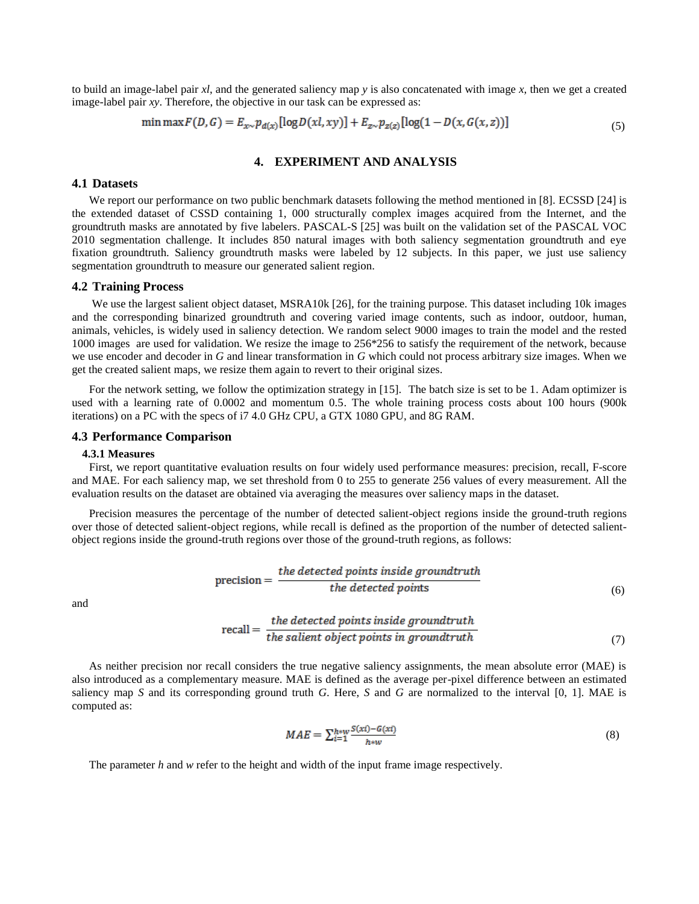to build an image-label pair *xl*, and the generated saliency map *y* is also concatenated with image *x*, then we get a created image-label pair *xy*. Therefore, the objective in our task can be expressed as:

$$\min \max F(D, G) = E_{x\sim p_{d(x)}}[\log D(xl, xy)] + E_{z\sim p_{z(z)}}[\log(1 - D(x, G(x, z))] \tag{5}$$

## 4. EXPERIMENT AND ANALYSIS

### 4.1 Datasets

We report our performance on two public benchmark datasets following the method mentioned in [8]. ECSSD [24] is the extended dataset of CSSD containing 1, 000 structurally complex images acquired from the Internet, and the groundtruth masks are annotated by five labelers. PASCAL-S [25] was built on the validation set of the PASCAL VOC 2010 segmentation challenge. It includes 850 natural images with both saliency segmentation groundtruth and eye fixation groundtruth. Saliency groundtruth masks were labeled by 12 subjects. In this paper, we just use saliency segmentation groundtruth to measure our generated salient region.

### 4.2 Training Process

We use the largest salient object dataset, MSRA10k [26], for the training purpose. This dataset including 10k images and the corresponding binarized groundtruth and covering varied image contents, such as indoor, outdoor, human, animals, vehicles, is widely used in saliency detection. We random select 9000 images to train the model and the rested 1000 images are used for validation. We resize the image to 256*256 to satisfy the requirement of the network, because we use encoder and decoder in *G* and linear transformation in *G* which could not process arbitrary size images. When we get the created salient maps, we resize them again to revert to their original sizes.

For the network setting, we follow the optimization strategy in [15]. The batch size is set to be 1. Adam optimizer is used with a learning rate of 0.0002 and momentum 0.5. The whole training process costs about 100 hours (900k iterations) on a PC with the specs of i7 4.0 GHz CPU, a GTX 1080 GPU, and 8G RAM.

### 4.3 Performance Comparison

#### 4.3.1 Measures

First, we report quantitative evaluation results on four widely used performance measures: precision, recall, F-score and MAE. For each saliency map, we set threshold from 0 to 255 to generate 256 values of every measurement. All the evaluation results on the dataset are obtained via averaging the measures over saliency maps in the dataset.

Precision measures the percentage of the number of detected salient-object regions inside the ground-truth regions over those of detected salient-object regions, while recall is defined as the proportion of the number of detected salient-object regions inside the ground-truth regions over those of the ground-truth regions, as follows:

$$\text{precision} = \frac{\textit{the detected points inside groundtruth}}{\textit{the detected points}} \tag{6}$$

and

$$\text{recall} = \frac{\textit{the detected points inside groundtruth}}{\textit{the salient object points in groundtruth}} \tag{7}$$

As neither precision nor recall considers the true negative saliency assignments, the mean absolute error (MAE) is also introduced as a complementary measure. MAE is defined as the average per-pixel difference between an estimated saliency map *S* and its corresponding ground truth *G*. Here, *S* and *G* are normalized to the interval [0, 1]. MAE is computed as:

$$MAE = \sum_{i=1}^{h*w} \frac{S(xi) - G(xi)}{h*w} \tag{8}$$

The parameter *h* and *w* refer to the height and width of the input frame image respectively.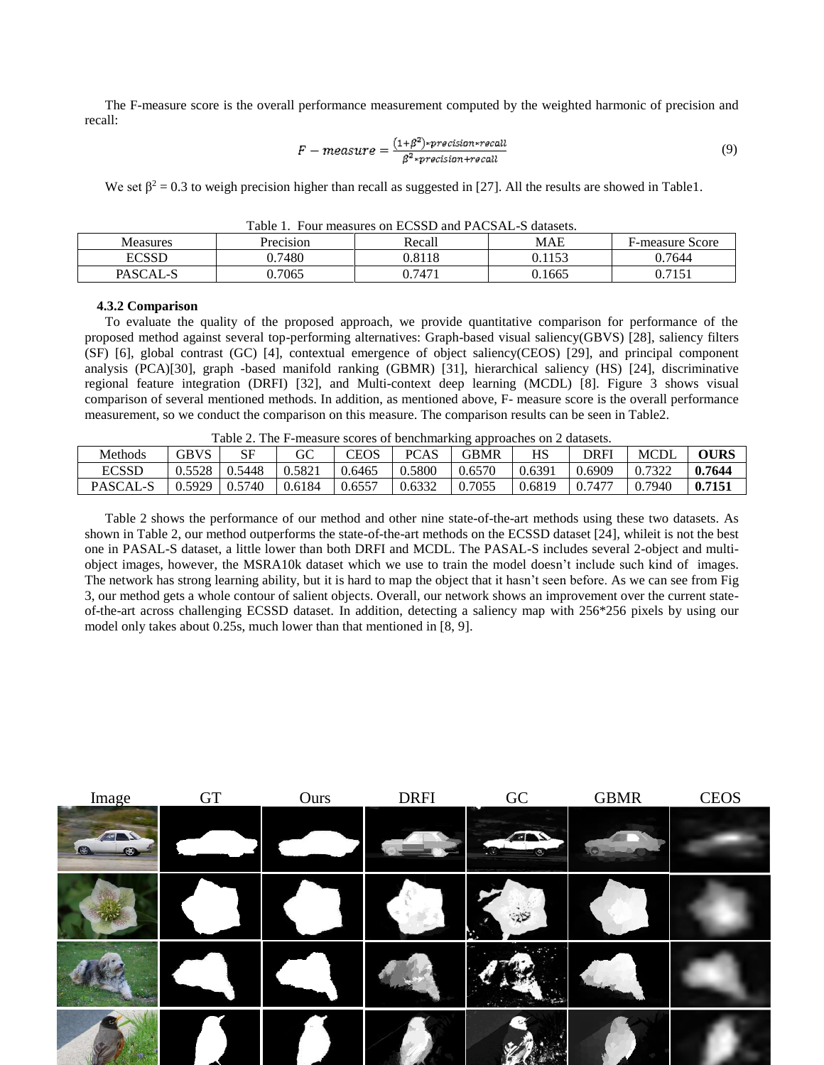The F-measure score is the overall performance measurement computed by the weighted harmonic of precision and recall:

$$F - measure = \frac{(1+\beta^2)*precision*recall}{\beta^2*precision+recall} \tag{9}$$

We set $\beta^2 = 0.3$ to weigh precision higher than recall as suggested in [27]. All the results are showed in Table1.

Table 1. Four measures on ECSSD and PACSAL-S datasets.

| Measures | Precision | Recall | MAE | F-measure Score |
|---|---|---|---|---|
| ECSSD | 0.7480 | 0.8118 | 0.1153 | 0.7644 |
| PASCAL-S | 0.7065 | 0.7471 | 0.1665 | 0.7151 |

#### 4.3.2 Comparison

To evaluate the quality of the proposed approach, we provide quantitative comparison for performance of the proposed method against several top-performing alternatives: Graph-based visual saliency(GBVS) [28], saliency filters (SF) [6], global contrast (GC) [4], contextual emergence of object saliency(CEOS) [29], and principal component analysis (PCA)[30], graph -based manifold ranking (GBMR) [31], hierarchical saliency (HS) [24], discriminative regional feature integration (DRFI) [32], and Multi-context deep learning (MCDL) [8]. Figure 3 shows visual comparison of several mentioned methods. In addition, as mentioned above, F- measure score is the overall performance measurement, so we conduct the comparison on this measure. The comparison results can be seen in Table2.

Table 2. The F-measure scores of benchmarking approaches on 2 datasets.

| Methods | GBVS | SF | GC | CEOS | PCAS | GBMR | HS | DRFI | MCDL | **OURS** |
|---|---|---|---|---|---|---|---|---|---|---|
| ECSSD | 0.5528 | 0.5448 | 0.5821 | 0.6465 | 0.5800 | 0.6570 | 0.6391 | 0.6909 | 0.7322 | **0.7644** |
| PASCAL-S | 0.5929 | 0.5740 | 0.6184 | 0.6557 | 0.6332 | 0.7055 | 0.6819 | 0.7477 | 0.7940 | **0.7151** |

Table 2 shows the performance of our method and other nine state-of-the-art methods using these two datasets. As shown in Table 2, our method outperforms the state-of-the-art methods on the ECSSD dataset [24], whileit is not the best one in PASAL-S dataset, a little lower than both DRFI and MCDL. The PASAL-S includes several 2-object and multi-object images, however, the MSRA10k dataset which we use to train the model doesn't include such kind of images. The network has strong learning ability, but it is hard to map the object that it hasn't seen before. As we can see from Fig 3, our method gets a whole contour of salient objects. Overall, our network shows an improvement over the current state-of-the-art across challenging ECSSD dataset. In addition, detecting a saliency map with 256*256 pixels by using our model only takes about 0.25s, much lower than that mentioned in [8, 9].

Image GT Ours DRFI GC GBMR CEOS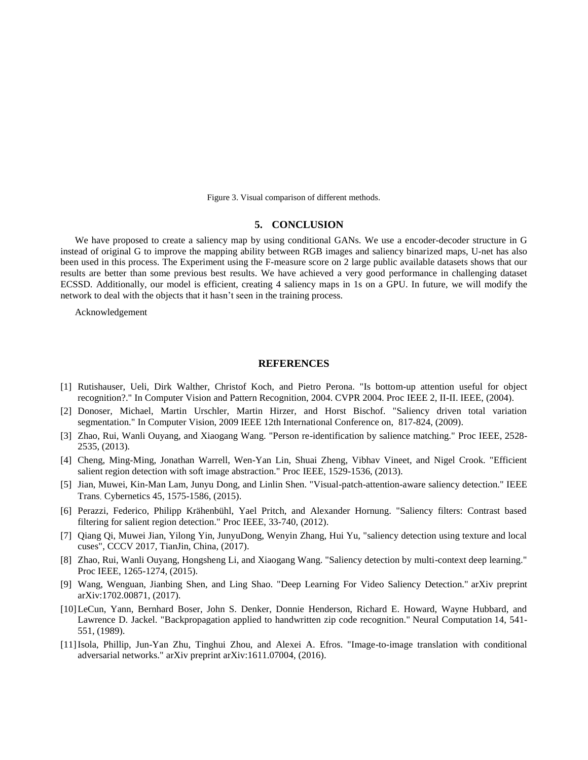Figure 3. Visual comparison of different methods.

## 5. CONCLUSION

We have proposed to create a saliency map by using conditional GANs. We use a encoder-decoder structure in G instead of original G to improve the mapping ability between RGB images and saliency binarized maps, U-net has also been used in this process. The Experiment using the F-measure score on 2 large public available datasets shows that our results are better than some previous best results. We have achieved a very good performance in challenging dataset ECSSD. Additionally, our model is efficient, creating 4 saliency maps in 1s on a GPU. In future, we will modify the network to deal with the objects that it hasn't seen in the training process.

Acknowledgement

## REFERENCES

[1] Rutishauser, Ueli, Dirk Walther, Christof Koch, and Pietro Perona. "Is bottom-up attention useful for object recognition?." In Computer Vision and Pattern Recognition, 2004. CVPR 2004. Proc IEEE 2, II-II. IEEE, (2004).

[2] Donoser, Michael, Martin Urschler, Martin Hirzer, and Horst Bischof. "Saliency driven total variation segmentation." In Computer Vision, 2009 IEEE 12th International Conference on, 817-824, (2009).

[3] Zhao, Rui, Wanli Ouyang, and Xiaogang Wang. "Person re-identification by salience matching." Proc IEEE, 2528-2535, (2013).

[4] Cheng, Ming-Ming, Jonathan Warrell, Wen-Yan Lin, Shuai Zheng, Vibhav Vineet, and Nigel Crook. "Efficient salient region detection with soft image abstraction." Proc IEEE, 1529-1536, (2013).

[5] Jian, Muwei, Kin-Man Lam, Junyu Dong, and Linlin Shen. "Visual-patch-attention-aware saliency detection." IEEE Trans. Cybernetics 45, 1575-1586, (2015).

[6] Perazzi, Federico, Philipp Krähenbühl, Yael Pritch, and Alexander Hornung. "Saliency filters: Contrast based filtering for salient region detection." Proc IEEE, 33-740, (2012).

[7] Qiang Qi, Muwei Jian, Yilong Yin, JunyuDong, Wenyin Zhang, Hui Yu, "saliency detection using texture and local cuses", CCCV 2017, TianJin, China, (2017).

[8] Zhao, Rui, Wanli Ouyang, Hongsheng Li, and Xiaogang Wang. "Saliency detection by multi-context deep learning." Proc IEEE, 1265-1274, (2015).

[9] Wang, Wenguan, Jianbing Shen, and Ling Shao. "Deep Learning For Video Saliency Detection." arXiv preprint arXiv:1702.00871, (2017).

[10] LeCun, Yann, Bernhard Boser, John S. Denker, Donnie Henderson, Richard E. Howard, Wayne Hubbard, and Lawrence D. Jackel. "Backpropagation applied to handwritten zip code recognition." Neural Computation 14, 541-551, (1989).

[11] Isola, Phillip, Jun-Yan Zhu, Tinghui Zhou, and Alexei A. Efros. "Image-to-image translation with conditional adversarial networks." arXiv preprint arXiv:1611.07004, (2016).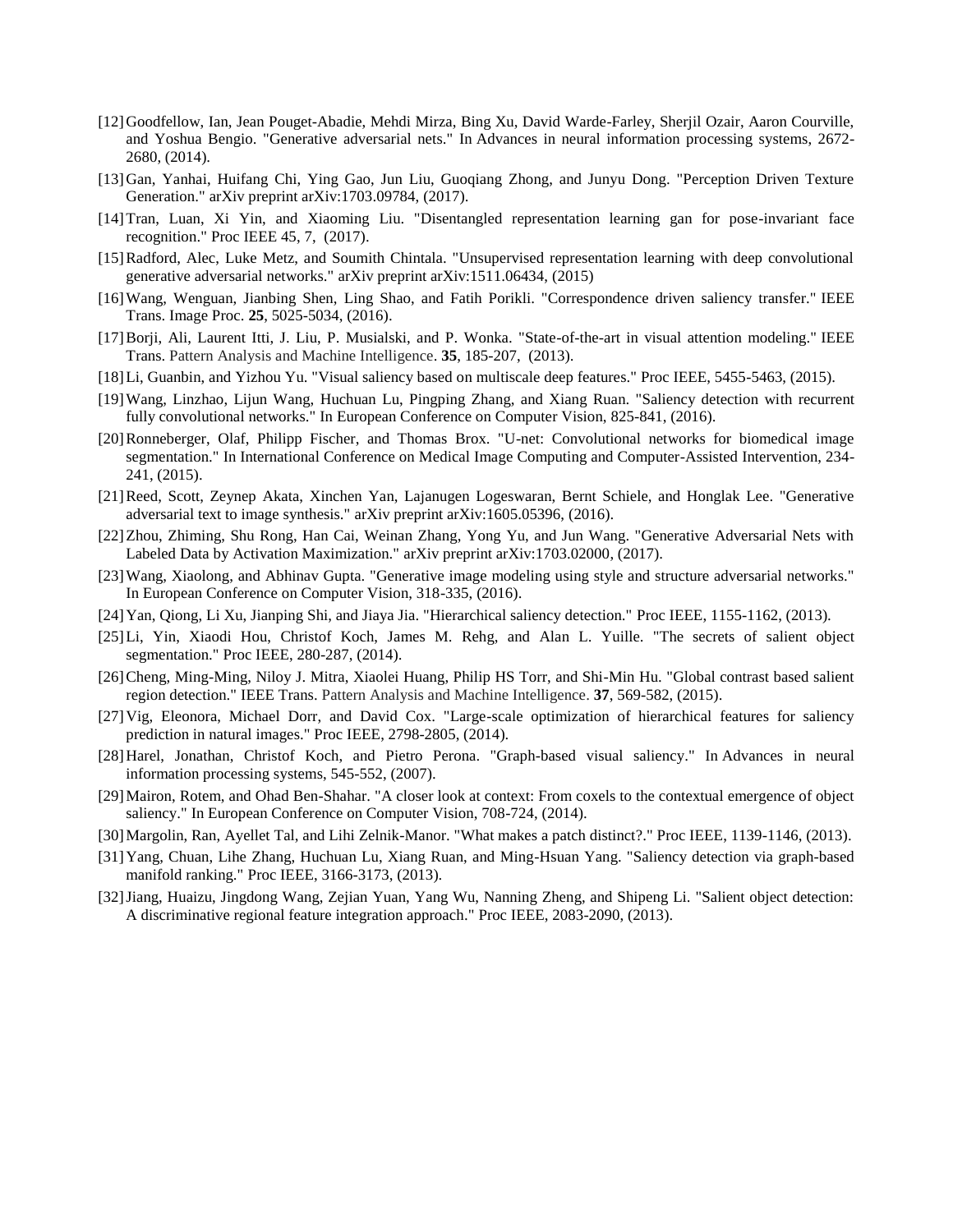[12] Goodfellow, Ian, Jean Pouget-Abadie, Mehdi Mirza, Bing Xu, David Warde-Farley, Sherjil Ozair, Aaron Courville, and Yoshua Bengio. "Generative adversarial nets." In Advances in neural information processing systems, 2672-2680, (2014).

[13] Gan, Yanhai, Huifang Chi, Ying Gao, Jun Liu, Guoqiang Zhong, and Junyu Dong. "Perception Driven Texture Generation." arXiv preprint arXiv:1703.09784, (2017).

[14] Tran, Luan, Xi Yin, and Xiaoming Liu. "Disentangled representation learning gan for pose-invariant face recognition." Proc IEEE 45, 7, (2017).

[15] Radford, Alec, Luke Metz, and Soumith Chintala. "Unsupervised representation learning with deep convolutional generative adversarial networks." arXiv preprint arXiv:1511.06434, (2015)

[16] Wang, Wenguan, Jianbing Shen, Ling Shao, and Fatih Porikli. "Correspondence driven saliency transfer." IEEE Trans. Image Proc. **25**, 5025-5034, (2016).

[17] Borji, Ali, Laurent Itti, J. Liu, P. Musialski, and P. Wonka. "State-of-the-art in visual attention modeling." IEEE Trans. Pattern Analysis and Machine Intelligence. **35**, 185-207, (2013).

[18] Li, Guanbin, and Yizhou Yu. "Visual saliency based on multiscale deep features." Proc IEEE, 5455-5463, (2015).

[19] Wang, Linzhao, Lijun Wang, Huchuan Lu, Pingping Zhang, and Xiang Ruan. "Saliency detection with recurrent fully convolutional networks." In European Conference on Computer Vision, 825-841, (2016).

[20] Ronneberger, Olaf, Philipp Fischer, and Thomas Brox. "U-net: Convolutional networks for biomedical image segmentation." In International Conference on Medical Image Computing and Computer-Assisted Intervention, 234-241, (2015).

[21] Reed, Scott, Zeynep Akata, Xinchen Yan, Lajanugen Logeswaran, Bernt Schiele, and Honglak Lee. "Generative adversarial text to image synthesis." arXiv preprint arXiv:1605.05396, (2016).

[22] Zhou, Zhiming, Shu Rong, Han Cai, Weinan Zhang, Yong Yu, and Jun Wang. "Generative Adversarial Nets with Labeled Data by Activation Maximization." arXiv preprint arXiv:1703.02000, (2017).

[23] Wang, Xiaolong, and Abhinav Gupta. "Generative image modeling using style and structure adversarial networks." In European Conference on Computer Vision, 318-335, (2016).

[24] Yan, Qiong, Li Xu, Jianping Shi, and Jiaya Jia. "Hierarchical saliency detection." Proc IEEE, 1155-1162, (2013).

[25] Li, Yin, Xiaodi Hou, Christof Koch, James M. Rehg, and Alan L. Yuille. "The secrets of salient object segmentation." Proc IEEE, 280-287, (2014).

[26] Cheng, Ming-Ming, Niloy J. Mitra, Xiaolei Huang, Philip HS Torr, and Shi-Min Hu. "Global contrast based salient region detection." IEEE Trans. Pattern Analysis and Machine Intelligence. **37**, 569-582, (2015).

[27] Vig, Eleonora, Michael Dorr, and David Cox. "Large-scale optimization of hierarchical features for saliency prediction in natural images." Proc IEEE, 2798-2805, (2014).

[28] Harel, Jonathan, Christof Koch, and Pietro Perona. "Graph-based visual saliency." In Advances in neural information processing systems, 545-552, (2007).

[29] Mairon, Rotem, and Ohad Ben-Shahar. "A closer look at context: From coxels to the contextual emergence of object saliency." In European Conference on Computer Vision, 708-724, (2014).

[30] Margolin, Ran, Ayellet Tal, and Lihi Zelnik-Manor. "What makes a patch distinct?." Proc IEEE, 1139-1146, (2013).

[31] Yang, Chuan, Lihe Zhang, Huchuan Lu, Xiang Ruan, and Ming-Hsuan Yang. "Saliency detection via graph-based manifold ranking." Proc IEEE, 3166-3173, (2013).

[32] Jiang, Huaizu, Jingdong Wang, Zejian Yuan, Yang Wu, Nanning Zheng, and Shipeng Li. "Salient object detection: A discriminative regional feature integration approach." Proc IEEE, 2083-2090, (2013).